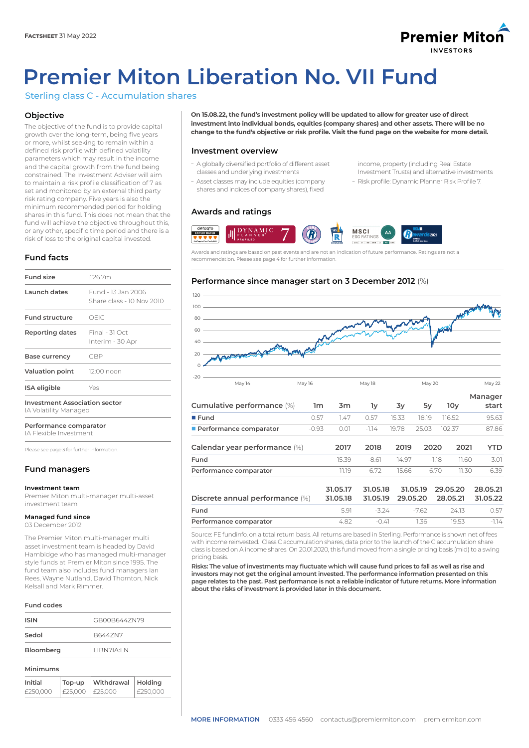**FACTSHEET** 31 May 2022

# Premier Miton Liberation No. VII Fund

Sterling class C - Accumulation shares

## Objective

The objective of the fund is to provide capital growth over the long-term, being five years or more, whilst seeking to remain within a defined risk profile with defined volatility parameters which may result in the income and the capital growth from the fund being constrained. The Investment Adviser will aim to maintain a risk profile classification of 7 as set and monitored by an external third party risk rating company. Five years is also the minimum recommended period for holding shares in this fund. This does not mean that the fund will achieve the objective throughout this, or any other, specific time period and there is a risk of loss to the original capital invested.

## Fund facts

| | |
|---|---|
| Fund size | £26.7m |
| Launch dates | Fund - 13 Jan 2006<br>Share class - 10 Nov 2010 |
| Fund structure | OEIC |
| Reporting dates | Final - 31 Oct<br>Interim - 30 Apr |
| Base currency | GBP |
| Valuation point | 12:00 noon |
| ISA eligible | Yes |

**Investment Association sector**
IA Volatility Managed

**Performance comparator**
IA Flexible Investment

Please see page 3 for further information.

## Fund managers

**Investment team**
Premier Miton multi-manager multi-asset investment team

**Managed fund since**
03 December 2012

The Premier Miton multi-manager multi asset investment team is headed by David Hambidge who has managed multi-manager style funds at Premier Miton since 1995. The fund team also includes fund managers Ian Rees, Wayne Nutland, David Thornton, Nick Kelsall and Mark Rimmer.

## Fund codes

| | |
|---|---|
| ISIN | GB00B644ZN79 |
| Sedol | B644ZN7 |
| Bloomberg | LIBN7IA:LN |

## Minimums

| Initial | Top-up | Withdrawal | Holding |
|---|---|---|---|
| £250,000 | £25,000 | £25,000 | £250,000 |

**On 15.08.22, the fund's investment policy will be updated to allow for greater use of direct investment into individual bonds, equities (company shares) and other assets. There will be no change to the fund's objective or risk profile. Visit the fund page on the website for more detail.**

## Investment overview

- A globally diversified portfolio of different asset classes and underlying investments
- Asset classes may include equities (company shares and indices of company shares), fixed income, property (including Real Estate Investment Trusts) and alternative investments
- Risk profile: Dynamic Planner Risk Profile 7.

## Awards and ratings

Awards and ratings are based on past events and are not an indication of future performance. Ratings are not a recommendation. Please see page 4 for further information.

## Performance since manager start on 3 December 2012 (%)

| Cumulative performance (%) | 1m | 3m | 1y | 3y | 5y | 10y | Manager start |
|---|---|---|---|---|---|---|---|
| Fund | 0.57 | 1.47 | 0.57 | 15.33 | 18.19 | 116.52 | 95.63 |
| Performance comparator | -0.93 | 0.01 | -1.14 | 19.78 | 25.03 | 102.37 | 87.86 |

| Calendar year performance (%) | 2017 | 2018 | 2019 | 2020 | 2021 | YTD |
|---|---|---|---|---|---|---|
| Fund | 15.39 | -8.61 | 14.97 | -1.18 | 11.60 | -3.01 |
| Performance comparator | 11.19 | -6.72 | 15.66 | 6.70 | 11.30 | -6.39 |

| Discrete annual performance (%) | 31.05.17<br>31.05.18 | 31.05.18<br>31.05.19 | 31.05.19<br>29.05.20 | 29.05.20<br>28.05.21 | 28.05.21<br>31.05.22 |
|---|---|---|---|---|---|
| Fund | 5.91 | -3.24 | -7.62 | 24.13 | 0.57 |
| Performance comparator | 4.82 | -0.41 | 1.36 | 19.53 | -1.14 |

Source: FE fundinfo, on a total return basis. All returns are based in Sterling. Performance is shown net of fees with income reinvested. Class C accumulation shares, data prior to the launch of the C accumulation share class is based on A income shares. On 20.01.2020, this fund moved from a single pricing basis (mid) to a swing pricing basis.

**Risks: The value of investments may fluctuate which will cause fund prices to fall as well as rise and investors may not get the original amount invested. The performance information presented on this page relates to the past. Past performance is not a reliable indicator of future returns. More information about the risks of investment is provided later in this document.**

**MORE INFORMATION** 0333 456 4560 contactus@premiermiton.com premiermiton.com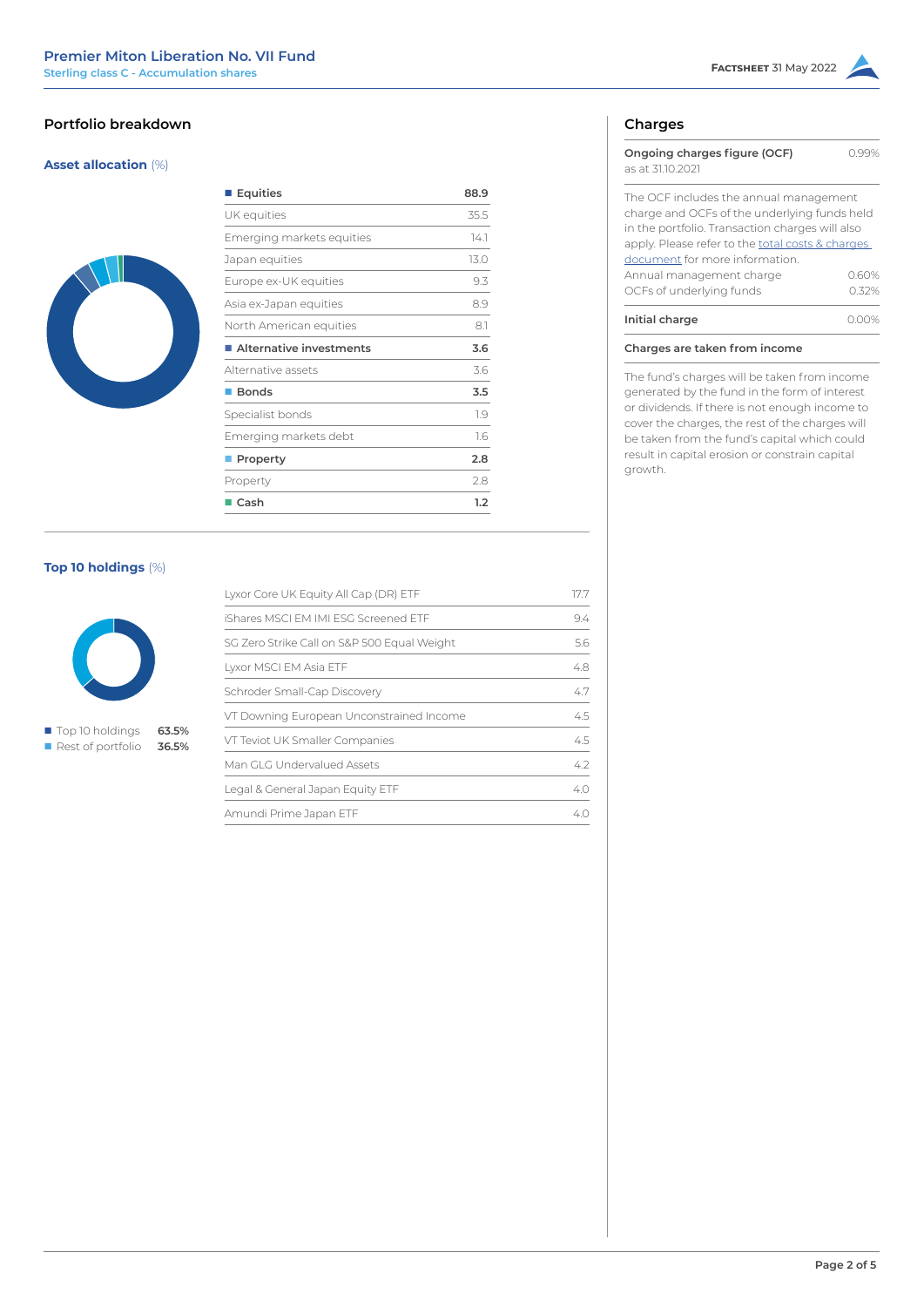## Portfolio breakdown

### Asset allocation (%)

| Equities | 88.9 |
|---|---|
| UK equities | 35.5 |
| Emerging markets equities | 14.1 |
| Japan equities | 13.0 |
| Europe ex-UK equities | 9.3 |
| Asia ex-Japan equities | 8.9 |
| North American equities | 8.1 |
| **Alternative investments** | **3.6** |
| Alternative assets | 3.6 |
| **Bonds** | **3.5** |
| Specialist bonds | 1.9 |
| Emerging markets debt | 1.6 |
| **Property** | **2.8** |
| Property | 2.8 |
| **Cash** | **1.2** |

### Top 10 holdings (%)

- Top 10 holdings **63.5%**
- Rest of portfolio **36.5%**

| Holding | % |
|---|---|
| Lyxor Core UK Equity All Cap (DR) ETF | 17.7 |
| iShares MSCI EM IMI ESG Screened ETF | 9.4 |
| SG Zero Strike Call on S&P 500 Equal Weight | 5.6 |
| Lyxor MSCI EM Asia ETF | 4.8 |
| Schroder Small-Cap Discovery | 4.7 |
| VT Downing European Unconstrained Income | 4.5 |
| VT Teviot UK Smaller Companies | 4.5 |
| Man GLG Undervalued Assets | 4.2 |
| Legal & General Japan Equity ETF | 4.0 |
| Amundi Prime Japan ETF | 4.0 |

## Charges

**Ongoing charges figure (OCF)** as at 31.10.2021 — 0.99%

The OCF includes the annual management charge and OCFs of the underlying funds held in the portfolio. Transaction charges will also apply. Please refer to the total costs & charges document for more information.

| | |
|---|---|
| Annual management charge | 0.60% |
| OCFs of underlying funds | 0.32% |

**Initial charge** — 0.00%

**Charges are taken from income**

The fund's charges will be taken from income generated by the fund in the form of interest or dividends. If there is not enough income to cover the charges, the rest of the charges will be taken from the fund's capital which could result in capital erosion or constrain capital growth.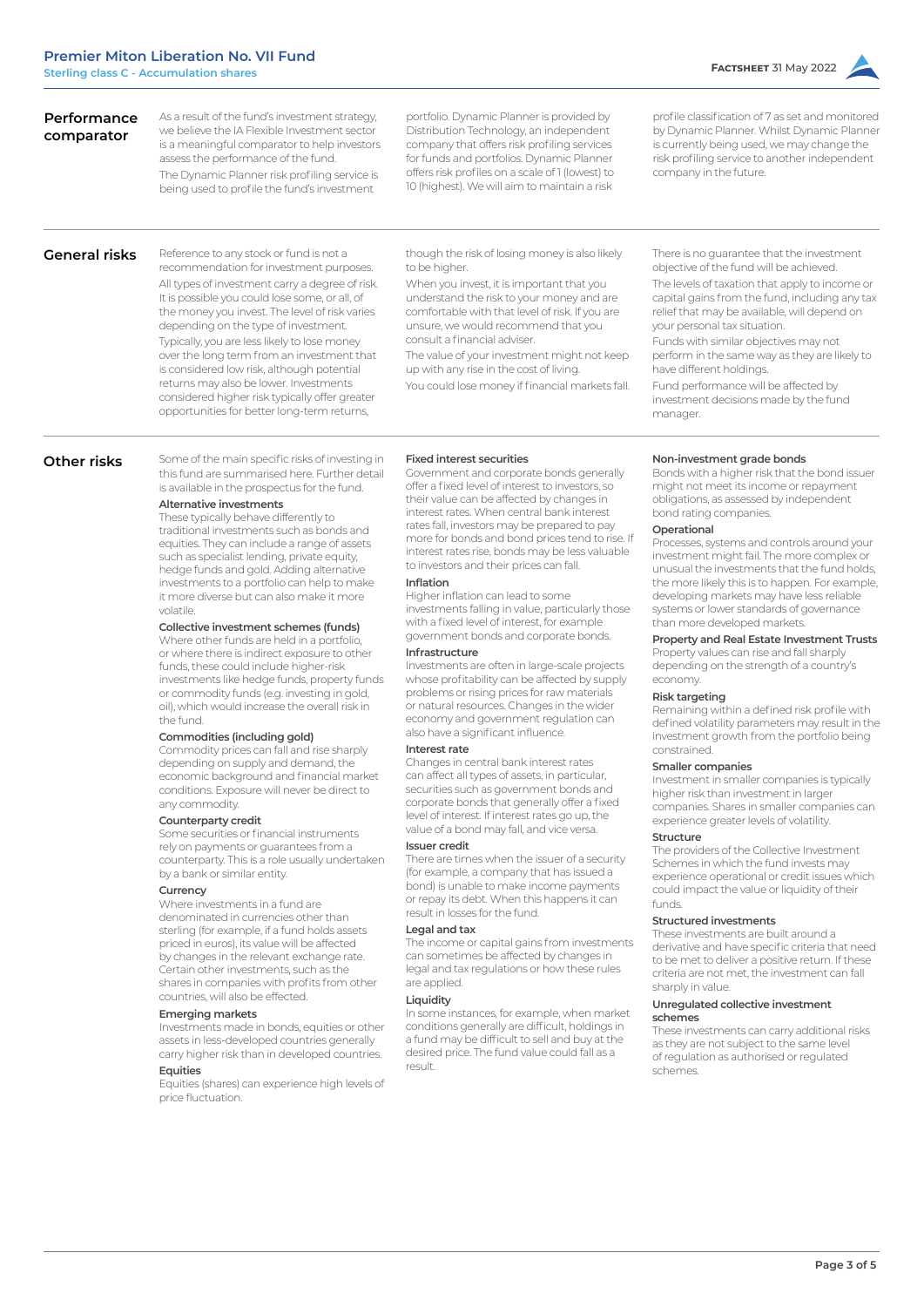## Performance comparator

As a result of the fund's investment strategy, we believe the IA Flexible Investment sector is a meaningful comparator to help investors assess the performance of the fund.

The Dynamic Planner risk profiling service is being used to profile the fund's investment portfolio. Dynamic Planner is provided by Distribution Technology, an independent company that offers risk profiling services for funds and portfolios. Dynamic Planner offers risk profiles on a scale of 1 (lowest) to 10 (highest). We will aim to maintain a risk profile classification of 7 as set and monitored by Dynamic Planner. Whilst Dynamic Planner is currently being used, we may change the risk profiling service to another independent company in the future.

## General risks

Reference to any stock or fund is not a recommendation for investment purposes.

All types of investment carry a degree of risk. It is possible you could lose some, or all, of the money you invest. The level of risk varies depending on the type of investment.

Typically, you are less likely to lose money over the long term from an investment that is considered low risk, although potential returns may also be lower. Investments considered higher risk typically offer greater opportunities for better long-term returns, though the risk of losing money is also likely to be higher.

When you invest, it is important that you understand the risk to your money and are comfortable with that level of risk. If you are unsure, we would recommend that you consult a financial adviser.

The value of your investment might not keep up with any rise in the cost of living.

You could lose money if financial markets fall.

There is no guarantee that the investment objective of the fund will be achieved.

The levels of taxation that apply to income or capital gains from the fund, including any tax relief that may be available, will depend on your personal tax situation.

Funds with similar objectives may not perform in the same way as they are likely to have different holdings.

Fund performance will be affected by investment decisions made by the fund manager.

## Other risks

Some of the main specific risks of investing in this fund are summarised here. Further detail is available in the prospectus for the fund.

### Alternative investments

These typically behave differently to traditional investments such as bonds and equities. They can include a range of assets such as specialist lending, private equity, hedge funds and gold. Adding alternative investments to a portfolio can help to make it more diverse but can also make it more volatile.

### Collective investment schemes (funds)

Where other funds are held in a portfolio, or where there is indirect exposure to other funds, these could include higher-risk investments like hedge funds, property funds or commodity funds (e.g. investing in gold, oil), which would increase the overall risk in the fund.

### Commodities (including gold)

Commodity prices can fall and rise sharply depending on supply and demand, the economic background and financial market conditions. Exposure will never be direct to any commodity.

### Counterparty credit

Some securities or financial instruments rely on payments or guarantees from a counterparty. This is a role usually undertaken by a bank or similar entity.

### Currency

Where investments in a fund are denominated in currencies other than sterling (for example, if a fund holds assets priced in euros), its value will be affected by changes in the relevant exchange rate. Certain other investments, such as the shares in companies with profits from other countries, will also be effected.

### Emerging markets

Investments made in bonds, equities or other assets in less-developed countries generally carry higher risk than in developed countries.

### Equities

Equities (shares) can experience high levels of price fluctuation.

### Fixed interest securities

Government and corporate bonds generally offer a fixed level of interest to investors, so their value can be affected by changes in interest rates. When central bank interest rates fall, investors may be prepared to pay more for bonds and bond prices tend to rise. If interest rates rise, bonds may be less valuable to investors and their prices can fall.

### Inflation

Higher inflation can lead to some investments falling in value, particularly those with a fixed level of interest, for example government bonds and corporate bonds.

### Infrastructure

Investments are often in large-scale projects whose profitability can be affected by supply problems or rising prices for raw materials or natural resources. Changes in the wider economy and government regulation can also have a significant influence.

### Interest rate

Changes in central bank interest rates can affect all types of assets, in particular, securities such as government bonds and corporate bonds that generally offer a fixed level of interest. If interest rates go up, the value of a bond may fall, and vice versa.

### Issuer credit

There are times when the issuer of a security (for example, a company that has issued a bond) is unable to make income payments or repay its debt. When this happens it can result in losses for the fund.

### Legal and tax

The income or capital gains from investments can sometimes be affected by changes in legal and tax regulations or how these rules are applied.

### Liquidity

In some instances, for example, when market conditions generally are difficult, holdings in a fund may be difficult to sell and buy at the desired price. The fund value could fall as a result.

### Non-investment grade bonds

Bonds with a higher risk that the bond issuer might not meet its income or repayment obligations, as assessed by independent bond rating companies.

### Operational

Processes, systems and controls around your investment might fail. The more complex or unusual the investments that the fund holds, the more likely this is to happen. For example, developing markets may have less reliable systems or lower standards of governance than more developed markets.

### Property and Real Estate Investment Trusts

Property values can rise and fall sharply depending on the strength of a country's economy.

### Risk targeting

Remaining within a defined risk profile with defined volatility parameters may result in the investment growth from the portfolio being constrained.

### Smaller companies

Investment in smaller companies is typically higher risk than investment in larger companies. Shares in smaller companies can experience greater levels of volatility.

### Structure

The providers of the Collective Investment Schemes in which the fund invests may experience operational or credit issues which could impact the value or liquidity of their funds.

### Structured investments

These investments are built around a derivative and have specific criteria that need to be met to deliver a positive return. If these criteria are not met, the investment can fall sharply in value.

### Unregulated collective investment schemes

These investments can carry additional risks as they are not subject to the same level of regulation as authorised or regulated schemes.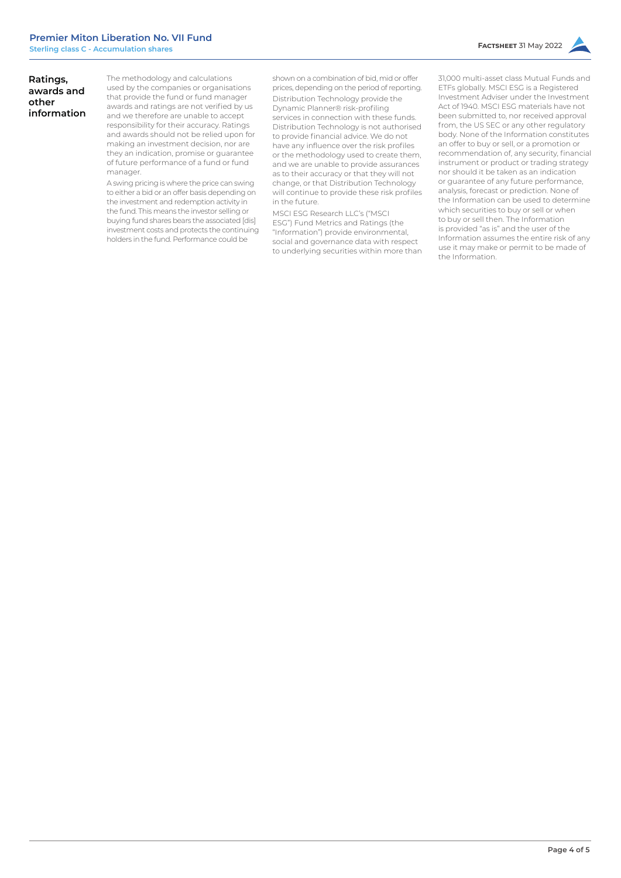## Ratings, awards and other information

The methodology and calculations used by the companies or organisations that provide the fund or fund manager awards and ratings are not verified by us and we therefore are unable to accept responsibility for their accuracy. Ratings and awards should not be relied upon for making an investment decision, nor are they an indication, promise or guarantee of future performance of a fund or fund manager.

A swing pricing is where the price can swing to either a bid or an offer basis depending on the investment and redemption activity in the fund. This means the investor selling or buying fund shares bears the associated [dis] investment costs and protects the continuing holders in the fund. Performance could be shown on a combination of bid, mid or offer prices, depending on the period of reporting.

Distribution Technology provide the Dynamic Planner® risk-profiling services in connection with these funds. Distribution Technology is not authorised to provide financial advice. We do not have any influence over the risk profiles or the methodology used to create them, and we are unable to provide assurances as to their accuracy or that they will not change, or that Distribution Technology will continue to provide these risk profiles in the future.

MSCI ESG Research LLC's ("MSCI ESG") Fund Metrics and Ratings (the "Information") provide environmental, social and governance data with respect to underlying securities within more than 31,000 multi-asset class Mutual Funds and ETFs globally. MSCI ESG is a Registered Investment Adviser under the Investment Act of 1940. MSCI ESG materials have not been submitted to, nor received approval from, the US SEC or any other regulatory body. None of the Information constitutes an offer to buy or sell, or a promotion or recommendation of, any security, financial instrument or product or trading strategy nor should it be taken as an indication or guarantee of any future performance, analysis, forecast or prediction. None of the Information can be used to determine which securities to buy or sell or when to buy or sell then. The Information is provided "as is" and the user of the Information assumes the entire risk of any use it may make or permit to be made of the Information.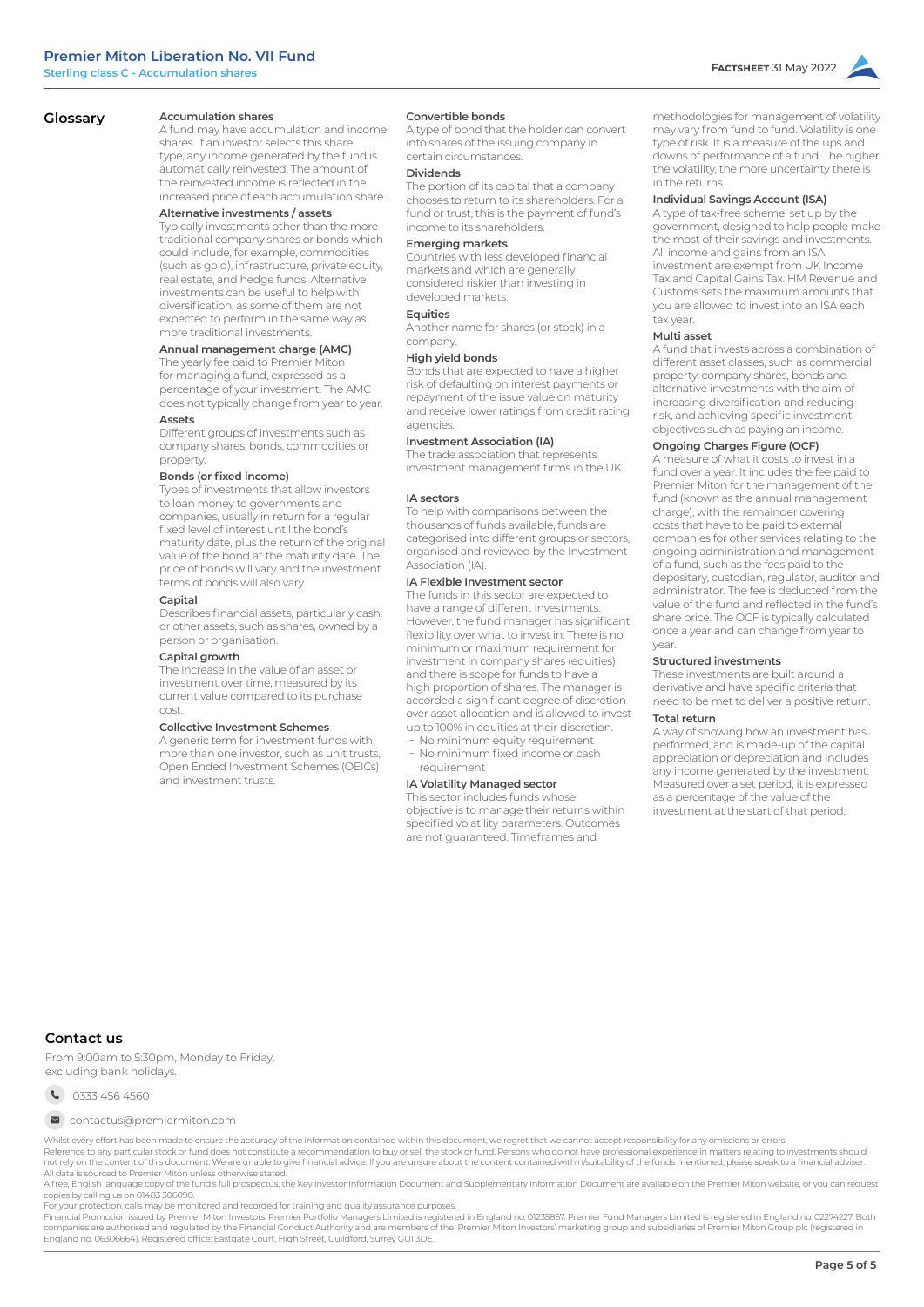## Glossary

### Accumulation shares
A fund may have accumulation and income shares. If an investor selects this share type, any income generated by the fund is automatically reinvested. The amount of the reinvested income is reflected in the increased price of each accumulation share.

### Alternative investments / assets
Typically investments other than the more traditional company shares or bonds which could include, for example, commodities (such as gold), infrastructure, private equity, real estate, and hedge funds. Alternative investments can be useful to help with diversification, as some of them are not expected to perform in the same way as more traditional investments.

### Annual management charge (AMC)
The yearly fee paid to Premier Miton for managing a fund, expressed as a percentage of your investment. The AMC does not typically change from year to year.

### Assets
Different groups of investments such as company shares, bonds, commodities or property.

### Bonds (or fixed income)
Types of investments that allow investors to loan money to governments and companies, usually in return for a regular fixed level of interest until the bond's maturity date, plus the return of the original value of the bond at the maturity date. The price of bonds will vary and the investment terms of bonds will also vary.

### Capital
Describes financial assets, particularly cash, or other assets, such as shares, owned by a person or organisation.

### Capital growth
The increase in the value of an asset or investment over time, measured by its current value compared to its purchase cost.

### Collective Investment Schemes
A generic term for investment funds with more than one investor, such as unit trusts, Open Ended Investment Schemes (OEICs) and investment trusts.

### Convertible bonds
A type of bond that the holder can convert into shares of the issuing company in certain circumstances.

### Dividends
The portion of its capital that a company chooses to return to its shareholders. For a fund or trust, this is the payment of fund's income to its shareholders.

### Emerging markets
Countries with less developed financial markets and which are generally considered riskier than investing in developed markets.

### Equities
Another name for shares (or stock) in a company.

### High yield bonds
Bonds that are expected to have a higher risk of defaulting on interest payments or repayment of the issue value on maturity and receive lower ratings from credit rating agencies.

### Investment Association (IA)
The trade association that represents investment management firms in the UK.

### IA sectors
To help with comparisons between the thousands of funds available, funds are categorised into different groups or sectors, organised and reviewed by the Investment Association (IA).

### IA Flexible Investment sector
The funds in this sector are expected to have a range of different investments. However, the fund manager has significant flexibility over what to invest in. There is no minimum or maximum requirement for investment in company shares (equities) and there is scope for funds to have a high proportion of shares. The manager is accorded a significant degree of discretion over asset allocation and is allowed to invest up to 100% in equities at their discretion.

- No minimum equity requirement
- No minimum fixed income or cash requirement

### IA Volatility Managed sector
This sector includes funds whose objective is to manage their returns within specified volatility parameters. Outcomes are not guaranteed. Timeframes and methodologies for management of volatility may vary from fund to fund. Volatility is one type of risk. It is a measure of the ups and downs of performance of a fund. The higher the volatility, the more uncertainty there is in the returns.

### Individual Savings Account (ISA)
A type of tax-free scheme, set up by the government, designed to help people make the most of their savings and investments. All income and gains from an ISA investment are exempt from UK Income Tax and Capital Gains Tax. HM Revenue and Customs sets the maximum amounts that you are allowed to invest into an ISA each tax year.

### Multi asset
A fund that invests across a combination of different asset classes, such as commercial property, company shares, bonds and alternative investments with the aim of increasing diversification and reducing risk, and achieving specific investment objectives such as paying an income.

### Ongoing Charges Figure (OCF)
A measure of what it costs to invest in a fund over a year. It includes the fee paid to Premier Miton for the management of the fund (known as the annual management charge), with the remainder covering costs that have to be paid to external companies for other services relating to the ongoing administration and management of a fund, such as the fees paid to the depositary, custodian, regulator, auditor and administrator. The fee is deducted from the value of the fund and reflected in the fund's share price. The OCF is typically calculated once a year and can change from year to year.

### Structured investments
These investments are built around a derivative and have specific criteria that need to be met to deliver a positive return.

### Total return
A way of showing how an investment has performed, and is made-up of the capital appreciation or depreciation and includes any income generated by the investment. Measured over a set period, it is expressed as a percentage of the value of the investment at the start of that period.

## Contact us

From 9:00am to 5:30pm, Monday to Friday, excluding bank holidays.

0333 456 4560

contactus@premiermiton.com

Whilst every effort has been made to ensure the accuracy of the information contained within this document, we regret that we cannot accept responsibility for any omissions or errors.
Reference to any particular stock or fund does not constitute a recommendation to buy or sell the stock or fund. Persons who do not have professional experience in matters relating to investments should not rely on the content of this document. We are unable to give financial advice. If you are unsure about the content contained within/suitability of the funds mentioned, please speak to a financial adviser.
All data is sourced to Premier Miton unless otherwise stated.
A free, English language copy of the fund's full prospectus, the Key Investor Information Document and Supplementary Information Document are available on the Premier Miton website, or you can request copies by calling us on 01483 306090.
For your protection, calls may be monitored and recorded for training and quality assurance purposes.
Financial Promotion issued by Premier Miton Investors. Premier Portfolio Managers Limited is registered in England no. 01235867. Premier Fund Managers Limited is registered in England no. 02274227. Both companies are authorised and regulated by the Financial Conduct Authority and are members of the Premier Miton Investors' marketing group and subsidiaries of Premier Miton Group plc (registered in England no. 06306664). Registered office: Eastgate Court, High Street, Guildford, Surrey GU1 3DE.